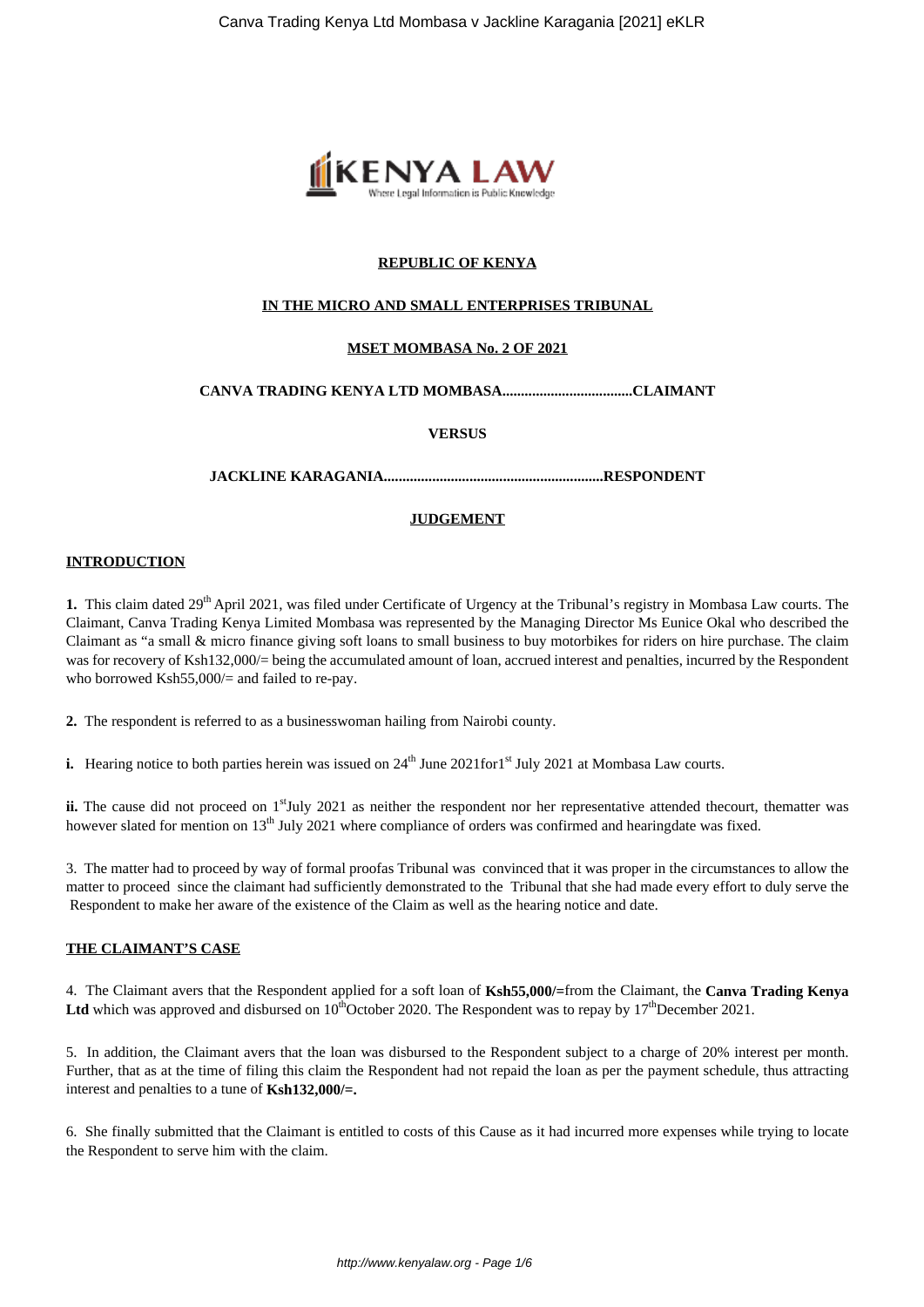**REPUBLIC OF KENYA**

**IN THE MICRO AND SMALL ENTERPRISES TRIBUNAL**

**MSET MOMBASA No. 2 OF 2021**

**CANVA TRADING KENYA LTD MOMBASA...................................CLAIMANT**

**VERSUS**

**JACKLINE KARAGANIA...........................................................RESPONDENT**

**JUDGEMENT**

**INTRODUCTION**

**1.** This claim dated 29th April 2021, was filed under Certificate of Urgency at the Tribunal's registry in Mombasa Law courts. The Claimant, Canva Trading Kenya Limited Mombasa was represented by the Managing Director Ms Eunice Okal who described the Claimant as "a small & micro finance giving soft loans to small business to buy motorbikes for riders on hire purchase. The claim was for recovery of Ksh132,000/= being the accumulated amount of loan, accrued interest and penalties, incurred by the Respondent who borrowed Ksh55,000/= and failed to re-pay.

**2.** The respondent is referred to as a businesswoman hailing from Nairobi county.

**i.** Hearing notice to both parties herein was issued on 24th June 2021for1st July 2021 at Mombasa Law courts.

**ii.** The cause did not proceed on 1stJuly 2021 as neither the respondent nor her representative attended thecourt, thematter was however slated for mention on 13th July 2021 where compliance of orders was confirmed and hearingdate was fixed.

3. The matter had to proceed by way of formal proofas Tribunal was convinced that it was proper in the circumstances to allow the matter to proceed since the claimant had sufficiently demonstrated to the Tribunal that she had made every effort to duly serve the Respondent to make her aware of the existence of the Claim as well as the hearing notice and date.

**THE CLAIMANT'S CASE**

4. The Claimant avers that the Respondent applied for a soft loan of **Ksh55,000/=**from the Claimant, the **Canva Trading Kenya Ltd** which was approved and disbursed on 10thOctober 2020. The Respondent was to repay by 17thDecember 2021.

5. In addition, the Claimant avers that the loan was disbursed to the Respondent subject to a charge of 20% interest per month. Further, that as at the time of filing this claim the Respondent had not repaid the loan as per the payment schedule, thus attracting interest and penalties to a tune of **Ksh132,000/=.**

6. She finally submitted that the Claimant is entitled to costs of this Cause as it had incurred more expenses while trying to locate the Respondent to serve him with the claim.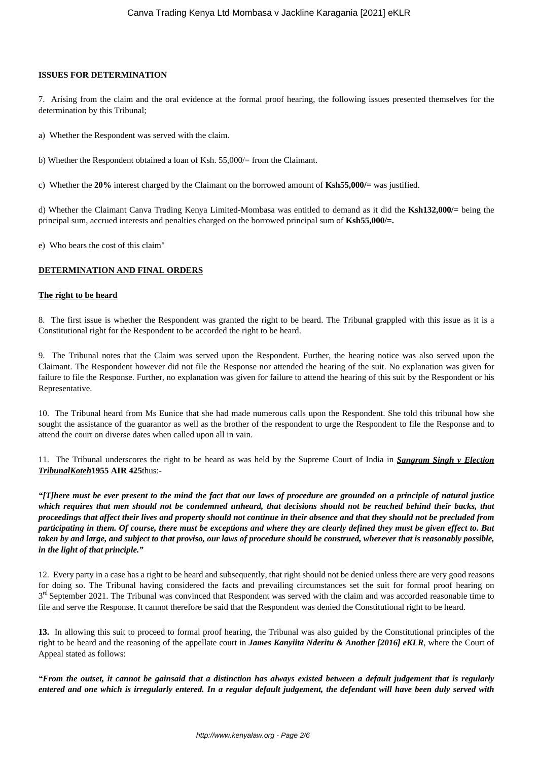**ISSUES FOR DETERMINATION**

7. Arising from the claim and the oral evidence at the formal proof hearing, the following issues presented themselves for the determination by this Tribunal;

a) Whether the Respondent was served with the claim.

b) Whether the Respondent obtained a loan of Ksh. 55,000/= from the Claimant.

c) Whether the **20%** interest charged by the Claimant on the borrowed amount of **Ksh55,000/=** was justified.

d) Whether the Claimant Canva Trading Kenya Limited-Mombasa was entitled to demand as it did the **Ksh132,000/=** being the principal sum, accrued interests and penalties charged on the borrowed principal sum of **Ksh55,000/=.**

e) Who bears the cost of this claim"

**DETERMINATION AND FINAL ORDERS**

**The right to be heard**

8. The first issue is whether the Respondent was granted the right to be heard. The Tribunal grappled with this issue as it is a Constitutional right for the Respondent to be accorded the right to be heard.

9. The Tribunal notes that the Claim was served upon the Respondent. Further, the hearing notice was also served upon the Claimant. The Respondent however did not file the Response nor attended the hearing of the suit. No explanation was given for failure to file the Response. Further, no explanation was given for failure to attend the hearing of this suit by the Respondent or his Representative.

10. The Tribunal heard from Ms Eunice that she had made numerous calls upon the Respondent. She told this tribunal how she sought the assistance of the guarantor as well as the brother of the respondent to urge the Respondent to file the Response and to attend the court on diverse dates when called upon all in vain.

11. The Tribunal underscores the right to be heard as was held by the Supreme Court of India in ***Sangram Singh v Election TribunalKoteh*** **1955 AIR 425** thus:-

***"[T]here must be ever present to the mind the fact that our laws of procedure are grounded on a principle of natural justice which requires that men should not be condemned unheard, that decisions should not be reached behind their backs, that proceedings that affect their lives and property should not continue in their absence and that they should not be precluded from participating in them. Of course, there must be exceptions and where they are clearly defined they must be given effect to. But taken by and large, and subject to that proviso, our laws of procedure should be construed, wherever that is reasonably possible, in the light of that principle."***

12. Every party in a case has a right to be heard and subsequently, that right should not be denied unless there are very good reasons for doing so. The Tribunal having considered the facts and prevailing circumstances set the suit for formal proof hearing on 3rd September 2021. The Tribunal was convinced that Respondent was served with the claim and was accorded reasonable time to file and serve the Response. It cannot therefore be said that the Respondent was denied the Constitutional right to be heard.

**13.** In allowing this suit to proceed to formal proof hearing, the Tribunal was also guided by the Constitutional principles of the right to be heard and the reasoning of the appellate court in ***James Kanyiita Nderitu & Another [2016] eKLR***, where the Court of Appeal stated as follows:

***"From the outset, it cannot be gainsaid that a distinction has always existed between a default judgement that is regularly entered and one which is irregularly entered. In a regular default judgement, the defendant will have been duly served with***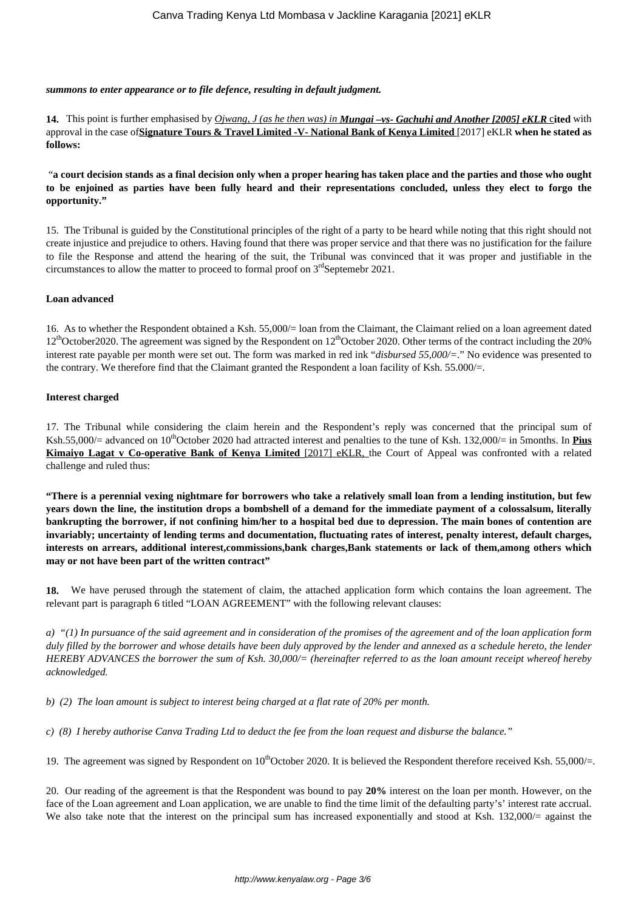***summons to enter appearance or to file defence, resulting in default judgment.***

**14.** This point is further emphasised by *Ojwang, J (as he then was) in **Mungai –vs- Gachuhi and Another [2005] eKLR*** **cited** with approval in the case of **Signature Tours & Travel Limited -V- National Bank of Kenya Limited** [2017] eKLR **when he stated as follows:**

"**a court decision stands as a final decision only when a proper hearing has taken place and the parties and those who ought to be enjoined as parties have been fully heard and their representations concluded, unless they elect to forgo the opportunity.**"

15. The Tribunal is guided by the Constitutional principles of the right of a party to be heard while noting that this right should not create injustice and prejudice to others. Having found that there was proper service and that there was no justification for the failure to file the Response and attend the hearing of the suit, the Tribunal was convinced that it was proper and justifiable in the circumstances to allow the matter to proceed to formal proof on 3rd Septemebr 2021.

**Loan advanced**

16. As to whether the Respondent obtained a Ksh. 55,000/= loan from the Claimant, the Claimant relied on a loan agreement dated 12th October2020. The agreement was signed by the Respondent on 12th October 2020. Other terms of the contract including the 20% interest rate payable per month were set out. The form was marked in red ink "*disbursed 55,000/=*." No evidence was presented to the contrary. We therefore find that the Claimant granted the Respondent a loan facility of Ksh. 55.000/=.

**Interest charged**

17. The Tribunal while considering the claim herein and the Respondent's reply was concerned that the principal sum of Ksh.55,000/= advanced on 10th October 2020 had attracted interest and penalties to the tune of Ksh. 132,000/= in 5months. In **Pius Kimaiyo Lagat v Co-operative Bank of Kenya Limited** [2017] eKLR, the Court of Appeal was confronted with a related challenge and ruled thus:

**"There is a perennial vexing nightmare for borrowers who take a relatively small loan from a lending institution, but few years down the line, the institution drops a bombshell of a demand for the immediate payment of a colossalsum, literally bankrupting the borrower, if not confining him/her to a hospital bed due to depression. The main bones of contention are invariably; uncertainty of lending terms and documentation, fluctuating rates of interest, penalty interest, default charges, interests on arrears, additional interest,commissions,bank charges,Bank statements or lack of them,among others which may or not have been part of the written contract"**

**18.** We have perused through the statement of claim, the attached application form which contains the loan agreement. The relevant part is paragraph 6 titled "LOAN AGREEMENT" with the following relevant clauses:

*a) "(1) In pursuance of the said agreement and in consideration of the promises of the agreement and of the loan application form duly filled by the borrower and whose details have been duly approved by the lender and annexed as a schedule hereto, the lender HEREBY ADVANCES the borrower the sum of Ksh. 30,000/= (hereinafter referred to as the loan amount receipt whereof hereby acknowledged.*

*b) (2) The loan amount is subject to interest being charged at a flat rate of 20% per month.*

*c) (8) I hereby authorise Canva Trading Ltd to deduct the fee from the loan request and disburse the balance."*

19. The agreement was signed by Respondent on 10th October 2020. It is believed the Respondent therefore received Ksh. 55,000/=.

20. Our reading of the agreement is that the Respondent was bound to pay **20%** interest on the loan per month. However, on the face of the Loan agreement and Loan application, we are unable to find the time limit of the defaulting party's' interest rate accrual. We also take note that the interest on the principal sum has increased exponentially and stood at Ksh. 132,000/= against the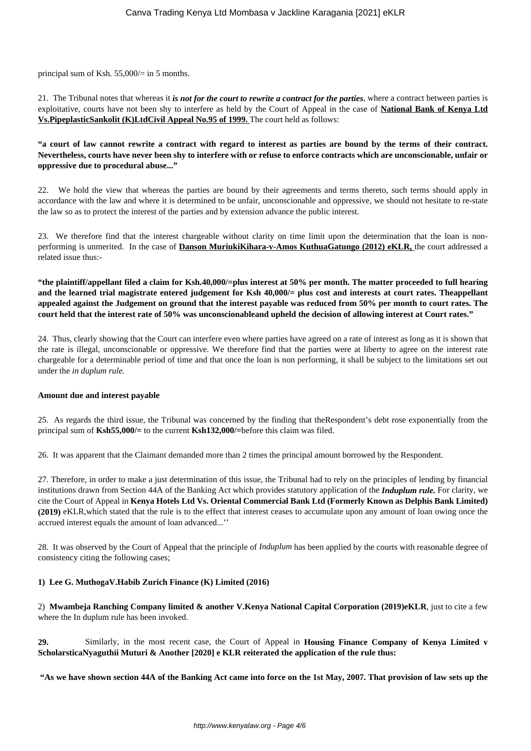principal sum of Ksh. 55,000/= in 5 months.

21. The Tribunal notes that whereas it ***is not for the court to rewrite a contract for the parties***, where a contract between parties is exploitative, courts have not been shy to interfere as held by the Court of Appeal in the case of **National Bank of Kenya Ltd Vs.PipeplasticSankolit (K)LtdCivil Appeal No.95 of 1999.** The court held as follows:

**"a court of law cannot rewrite a contract with regard to interest as parties are bound by the terms of their contract. Nevertheless, courts have never been shy to interfere with or refuse to enforce contracts which are unconscionable, unfair or oppressive due to procedural abuse..."**

22. We hold the view that whereas the parties are bound by their agreements and terms thereto, such terms should apply in accordance with the law and where it is determined to be unfair, unconscionable and oppressive, we should not hesitate to re-state the law so as to protect the interest of the parties and by extension advance the public interest.

23. We therefore find that the interest chargeable without clarity on time limit upon the determination that the loan is non-performing is unmerited. In the case of **Danson MuriukiKihara-v-Amos KuthuaGatungo (2012) eKLR,** the court addressed a related issue thus:-

**"the plaintiff/appellant filed a claim for Ksh.40,000/=plus interest at 50% per month. The matter proceeded to full hearing and the learned trial magistrate entered judgement for Ksh 40,000/= plus cost and interests at court rates. Theappellant appealed against the Judgement on ground that the interest payable was reduced from 50% per month to court rates. The court held that the interest rate of 50% was unconscionableand upheld the decision of allowing interest at Court rates."**

24. Thus, clearly showing that the Court can interfere even where parties have agreed on a rate of interest as long as it is shown that the rate is illegal, unconscionable or oppressive. We therefore find that the parties were at liberty to agree on the interest rate chargeable for a determinable period of time and that once the loan is non performing, it shall be subject to the limitations set out under the *in duplum rule.*

**Amount due and interest payable**

25. As regards the third issue, the Tribunal was concerned by the finding that theRespondent's debt rose exponentially from the principal sum of **Ksh55,000/=** to the current **Ksh132,000/=**before this claim was filed.

26. It was apparent that the Claimant demanded more than 2 times the principal amount borrowed by the Respondent.

27. Therefore, in order to make a just determination of this issue, the Tribunal had to rely on the principles of lending by financial institutions drawn from Section 44A of the Banking Act which provides statutory application of the ***Induplum rule.*** For clarity, we cite the Court of Appeal in **Kenya Hotels Ltd Vs. Oriental Commercial Bank Ltd (Formerly Known as Delphis Bank Limited) (2019)** eKLR,which stated that the rule is to the effect that interest ceases to accumulate upon any amount of loan owing once the accrued interest equals the amount of loan advanced...''

28. It was observed by the Court of Appeal that the principle of *Induplum* has been applied by the courts with reasonable degree of consistency citing the following cases;

**1) Lee G. MuthogaV.Habib Zurich Finance (K) Limited (2016)**

2) **Mwambeja Ranching Company limited & another V.Kenya National Capital Corporation (2019)eKLR**, just to cite a few where the In duplum rule has been invoked.

**29.** Similarly, in the most recent case, the Court of Appeal in **Housing Finance Company of Kenya Limited v ScholarsticaNyaguthii Muturi & Another [2020] e KLR reiterated the application of the rule thus:**

**"As we have shown section 44A of the Banking Act came into force on the 1st May, 2007. That provision of law sets up the**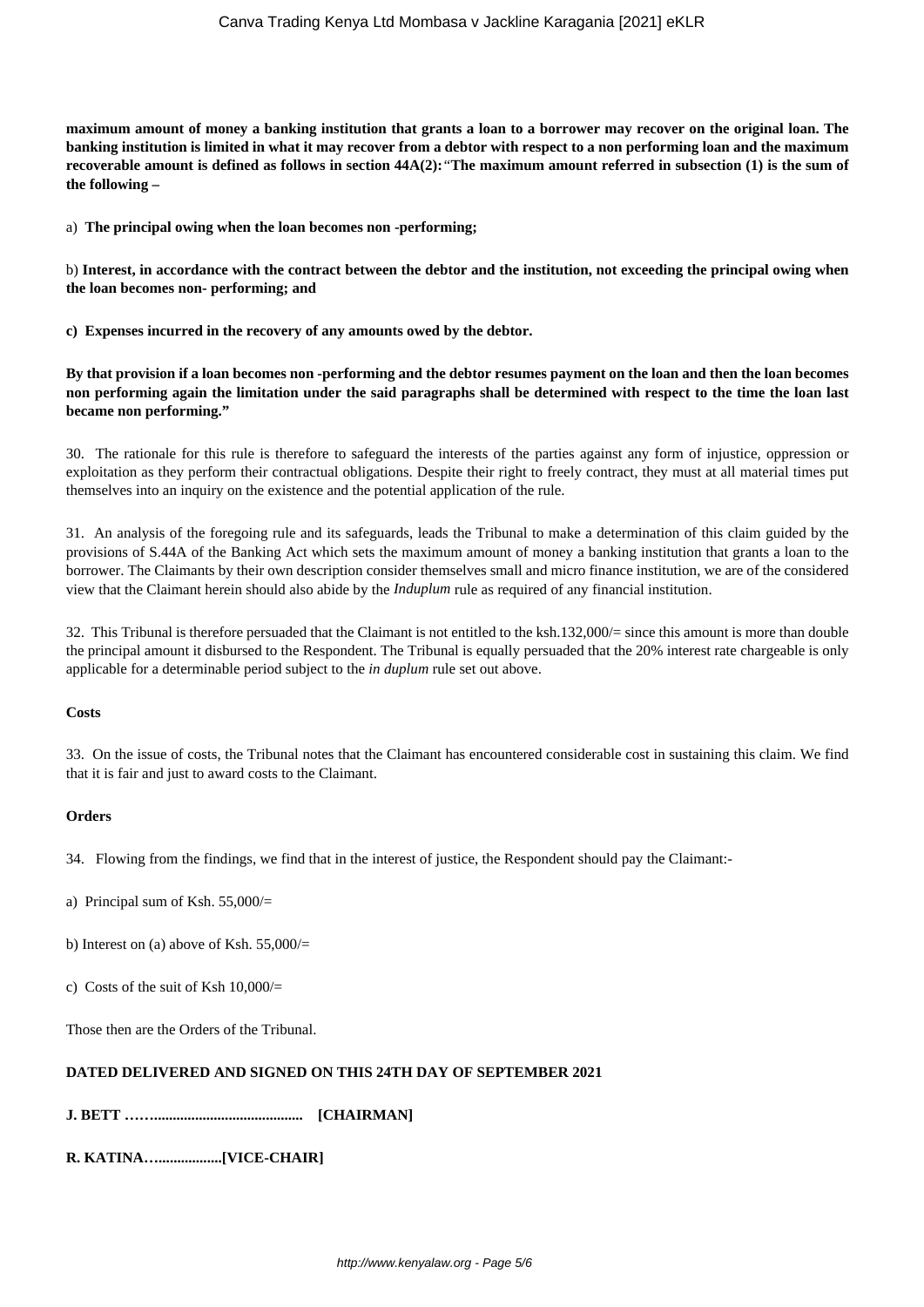**maximum amount of money a banking institution that grants a loan to a borrower may recover on the original loan. The banking institution is limited in what it may recover from a debtor with respect to a non performing loan and the maximum recoverable amount is defined as follows in section 44A(2):** "**The maximum amount referred in subsection (1) is the sum of the following –**

a) **The principal owing when the loan becomes non -performing;**

b) **Interest, in accordance with the contract between the debtor and the institution, not exceeding the principal owing when the loan becomes non- performing; and**

**c) Expenses incurred in the recovery of any amounts owed by the debtor.**

**By that provision if a loan becomes non -performing and the debtor resumes payment on the loan and then the loan becomes non performing again the limitation under the said paragraphs shall be determined with respect to the time the loan last became non performing."**

30. The rationale for this rule is therefore to safeguard the interests of the parties against any form of injustice, oppression or exploitation as they perform their contractual obligations. Despite their right to freely contract, they must at all material times put themselves into an inquiry on the existence and the potential application of the rule.

31. An analysis of the foregoing rule and its safeguards, leads the Tribunal to make a determination of this claim guided by the provisions of S.44A of the Banking Act which sets the maximum amount of money a banking institution that grants a loan to the borrower. The Claimants by their own description consider themselves small and micro finance institution, we are of the considered view that the Claimant herein should also abide by the *Induplum* rule as required of any financial institution.

32. This Tribunal is therefore persuaded that the Claimant is not entitled to the ksh.132,000/= since this amount is more than double the principal amount it disbursed to the Respondent. The Tribunal is equally persuaded that the 20% interest rate chargeable is only applicable for a determinable period subject to the *in duplum* rule set out above.

**Costs**

33. On the issue of costs, the Tribunal notes that the Claimant has encountered considerable cost in sustaining this claim. We find that it is fair and just to award costs to the Claimant.

**Orders**

34. Flowing from the findings, we find that in the interest of justice, the Respondent should pay the Claimant:-

a) Principal sum of Ksh. 55,000/=

b) Interest on (a) above of Ksh. 55,000/=

c) Costs of the suit of Ksh 10,000/=

Those then are the Orders of the Tribunal.

**DATED DELIVERED AND SIGNED ON THIS 24TH DAY OF SEPTEMBER 2021**

**J. BETT ……...................................... [CHAIRMAN]**

**R. KATINA….................[VICE-CHAIR]**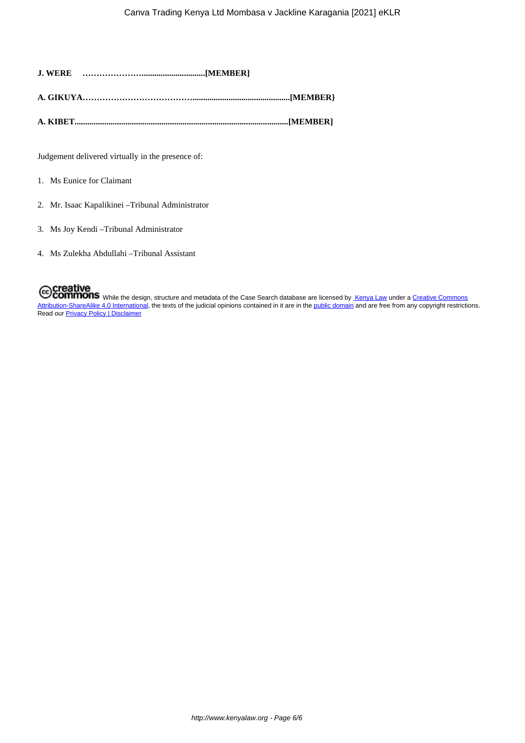**J. WERE ……………………..............................[MEMBER]**

**A. GIKUYA……………………………………............................................[MEMBER}**

**A. KIBET..................................................................................................[MEMBER]**

Judgement delivered virtually in the presence of:

1. Ms Eunice for Claimant
2. Mr. Isaac Kapalikinei –Tribunal Administrator
3. Ms Joy Kendi –Tribunal Administrator
4. Ms Zulekha Abdullahi –Tribunal Assistant

While the design, structure and metadata of the Case Search database are licensed by Kenya Law under a Creative Commons Attribution-ShareAlike 4.0 International, the texts of the judicial opinions contained in it are in the public domain and are free from any copyright restrictions. Read our Privacy Policy | Disclaimer